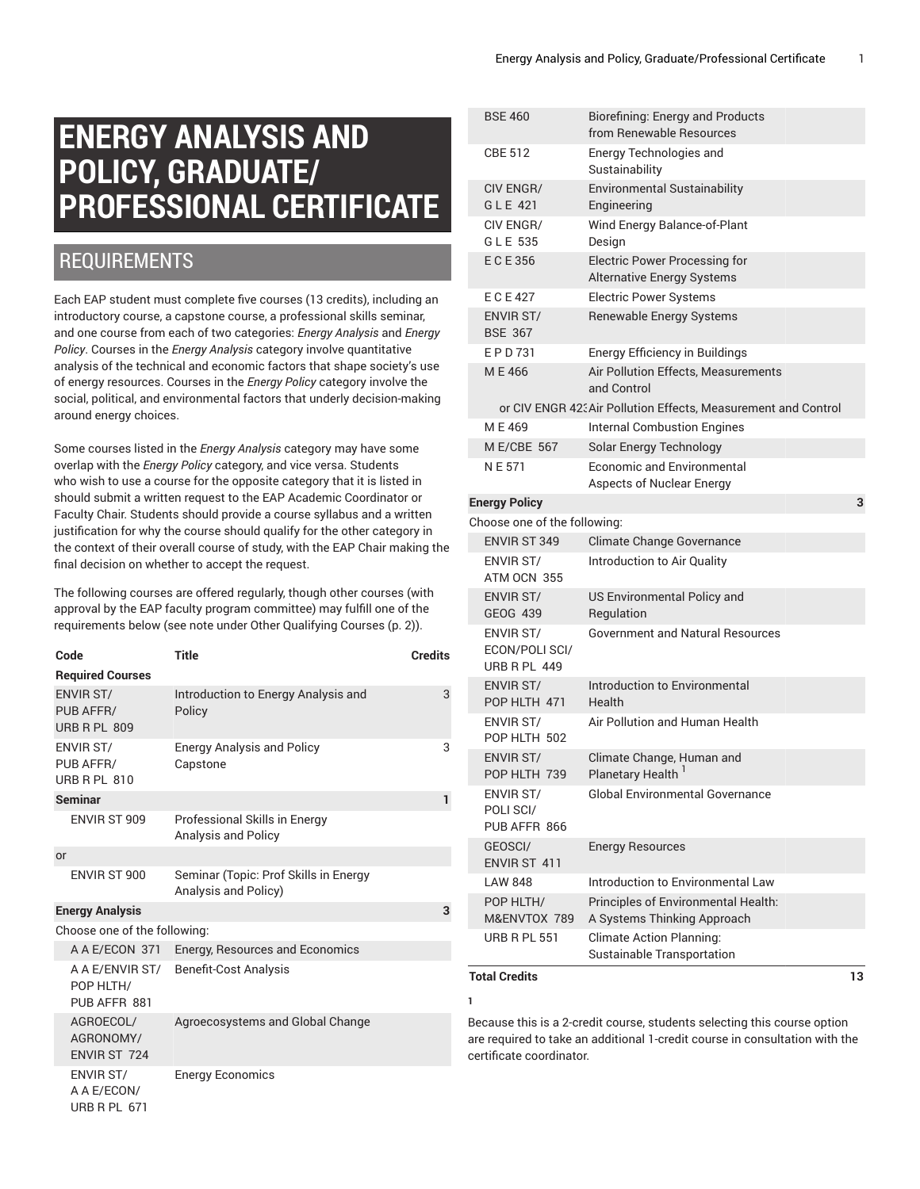# ENERGY ANALYSIS AND POLICY, GRADUATE/ PROFESSIONAL CERTIFICATE

## REQUIREMENTS

Each EAP student must complete five courses (13 credits), including an introductory course, a capstone course, a professional skills seminar, and one course from each of two categories: *Energy Analysis* and *Energy Policy*. Courses in the *Energy Analysis* category involve quantitative analysis of the technical and economic factors that shape society's use of energy resources. Courses in the *Energy Policy* category involve the social, political, and environmental factors that underly decision-making around energy choices.

Some courses listed in the *Energy Analysis* category may have some overlap with the *Energy Policy* category, and vice versa. Students who wish to use a course for the opposite category that it is listed in should submit a written request to the EAP Academic Coordinator or Faculty Chair. Students should provide a course syllabus and a written justification for why the course should qualify for the other category in the context of their overall course of study, with the EAP Chair making the final decision on whether to accept the request.

The following courses are offered regularly, though other courses (with approval by the EAP faculty program committee) may fulfill one of the requirements below (see note under Other Qualifying Courses (p. 2)).

| Code | Title | Credits |
|---|---|---|
| **Required Courses** | | |
| ENVIR ST/ PUB AFFR/ URB R PL 809 | Introduction to Energy Analysis and Policy | 3 |
| ENVIR ST/ PUB AFFR/ URB R PL 810 | Energy Analysis and Policy Capstone | 3 |
| **Seminar** | | **1** |
| ENVIR ST 909 | Professional Skills in Energy Analysis and Policy | |
| or | | |
| ENVIR ST 900 | Seminar (Topic: Prof Skills in Energy Analysis and Policy) | |
| **Energy Analysis** | | **3** |
| Choose one of the following: | | |
| A A E/ECON 371 | Energy, Resources and Economics | |
| A A E/ENVIR ST/ POP HLTH/ PUB AFFR 881 | Benefit-Cost Analysis | |
| AGROECOL/ AGRONOMY/ ENVIR ST 724 | Agroecosystems and Global Change | |
| ENVIR ST/ A A E/ECON/ URB R PL 671 | Energy Economics | |
| BSE 460 | Biorefining: Energy and Products from Renewable Resources | |
| CBE 512 | Energy Technologies and Sustainability | |
| CIV ENGR/ G L E 421 | Environmental Sustainability Engineering | |
| CIV ENGR/ G L E 535 | Wind Energy Balance-of-Plant Design | |
| E C E 356 | Electric Power Processing for Alternative Energy Systems | |
| E C E 427 | Electric Power Systems | |
| ENVIR ST/ BSE 367 | Renewable Energy Systems | |
| E P D 731 | Energy Efficiency in Buildings | |
| M E 466 | Air Pollution Effects, Measurements and Control | |
| or CIV ENGR 423 | Air Pollution Effects, Measurement and Control | |
| M E 469 | Internal Combustion Engines | |
| M E/CBE 567 | Solar Energy Technology | |
| N E 571 | Economic and Environmental Aspects of Nuclear Energy | |
| **Energy Policy** | | **3** |
| Choose one of the following: | | |
| ENVIR ST 349 | Climate Change Governance | |
| ENVIR ST/ ATM OCN 355 | Introduction to Air Quality | |
| ENVIR ST/ GEOG 439 | US Environmental Policy and Regulation | |
| ENVIR ST/ ECON/POLI SCI/ URB R PL 449 | Government and Natural Resources | |
| ENVIR ST/ POP HLTH 471 | Introduction to Environmental Health | |
| ENVIR ST/ POP HLTH 502 | Air Pollution and Human Health | |
| ENVIR ST/ POP HLTH 739 | Climate Change, Human and Planetary Health [1] | |
| ENVIR ST/ POLI SCI/ PUB AFFR 866 | Global Environmental Governance | |
| GEOSCI/ ENVIR ST 411 | Energy Resources | |
| LAW 848 | Introduction to Environmental Law | |
| POP HLTH/ M&ENVTOX 789 | Principles of Environmental Health: A Systems Thinking Approach | |
| URB R PL 551 | Climate Action Planning: Sustainable Transportation | |
| **Total Credits** | | **13** |

1

Because this is a 2-credit course, students selecting this course option are required to take an additional 1-credit course in consultation with the certificate coordinator.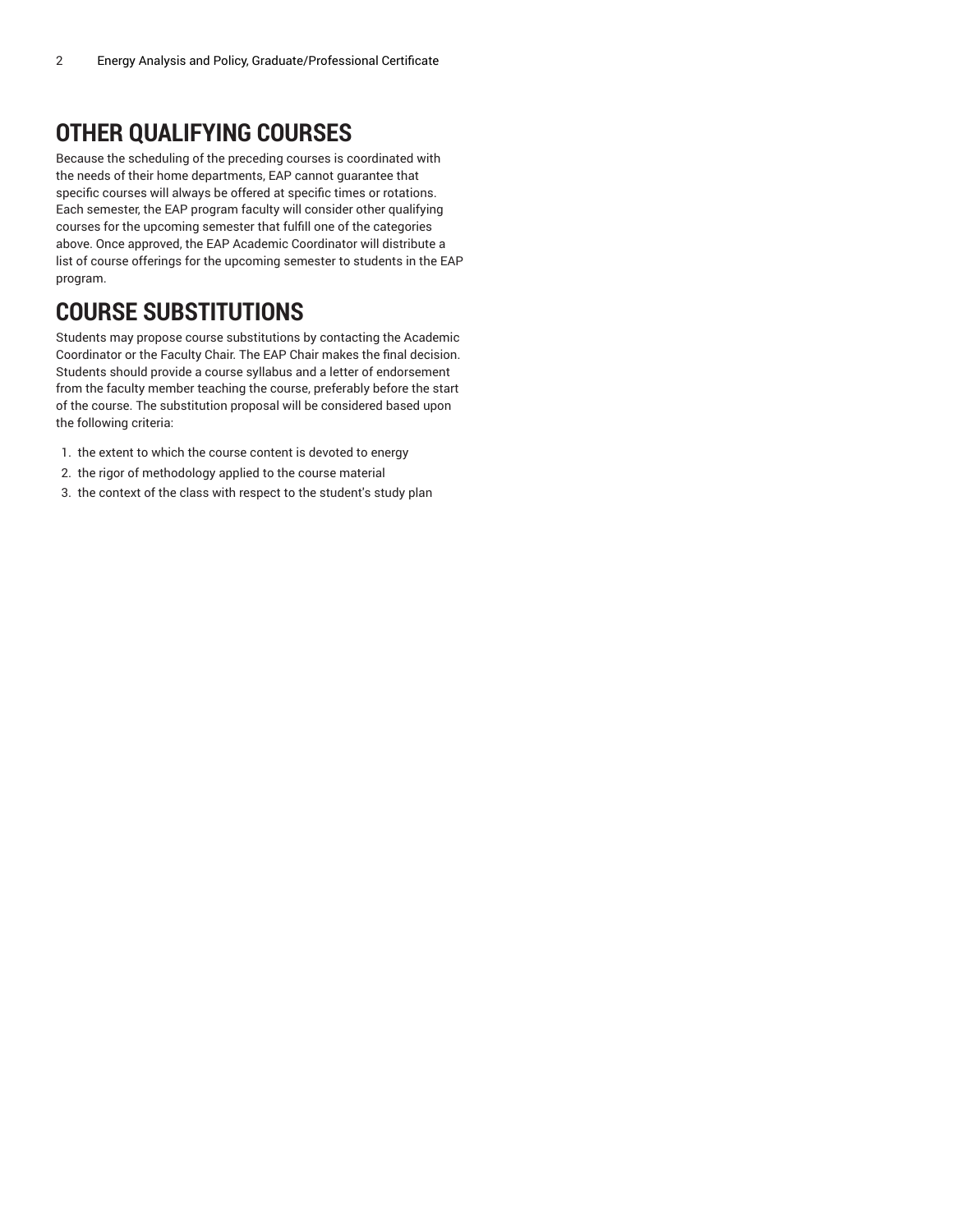## OTHER QUALIFYING COURSES

Because the scheduling of the preceding courses is coordinated with the needs of their home departments, EAP cannot guarantee that specific courses will always be offered at specific times or rotations. Each semester, the EAP program faculty will consider other qualifying courses for the upcoming semester that fulfill one of the categories above. Once approved, the EAP Academic Coordinator will distribute a list of course offerings for the upcoming semester to students in the EAP program.

## COURSE SUBSTITUTIONS

Students may propose course substitutions by contacting the Academic Coordinator or the Faculty Chair. The EAP Chair makes the final decision. Students should provide a course syllabus and a letter of endorsement from the faculty member teaching the course, preferably before the start of the course. The substitution proposal will be considered based upon the following criteria:

1. the extent to which the course content is devoted to energy
2. the rigor of methodology applied to the course material
3. the context of the class with respect to the student's study plan